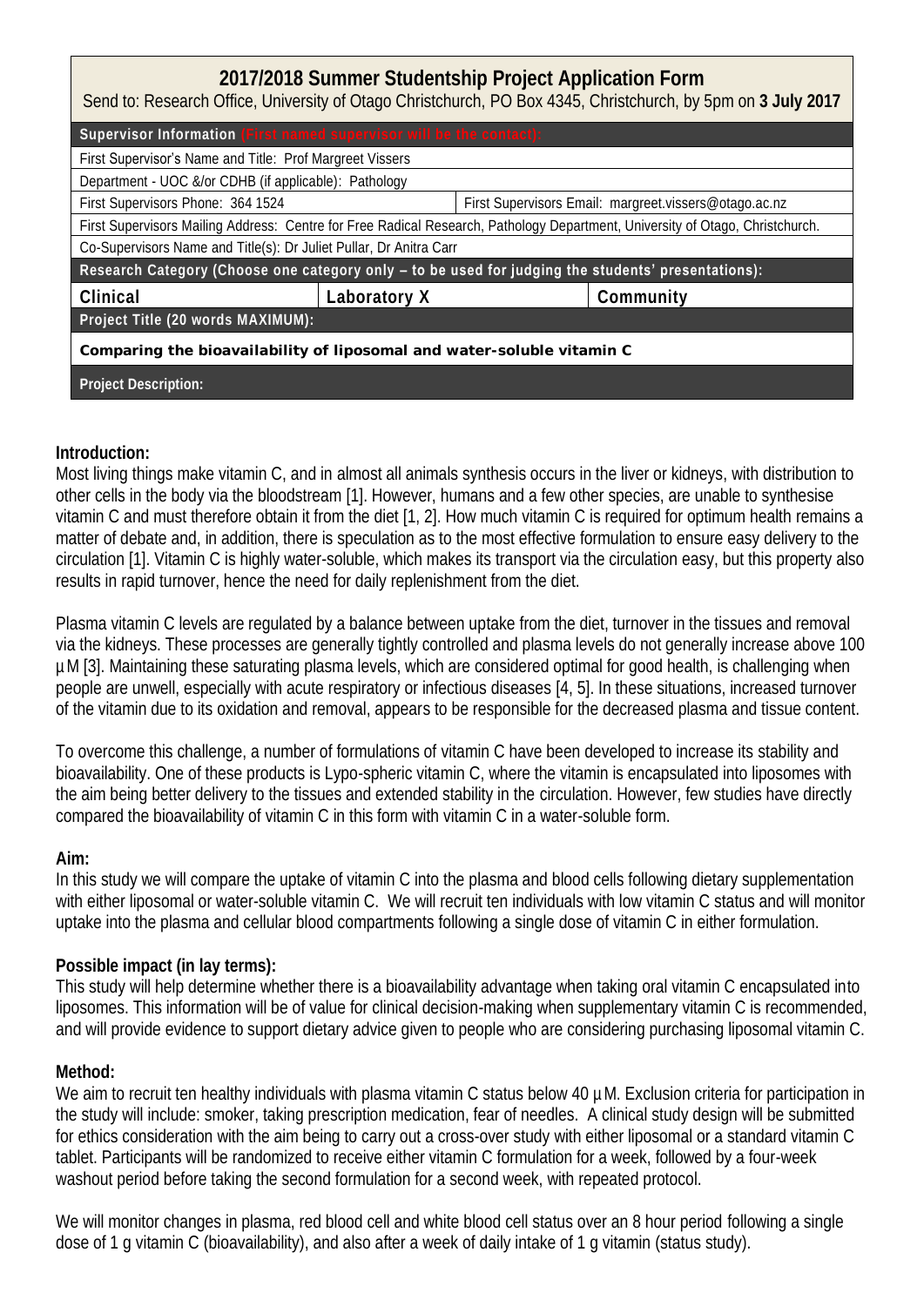# 2017/2018 Summer Studentship Project Application Form

Send to: Research Office, University of Otago Christchurch, PO Box 4345, Christchurch, by 5pm on **3 July 2017**

| **Supervisor Information** (First named supervisor will be the contact): | | |
|---|---|---|
| First Supervisor's Name and Title: Prof Margreet Vissers | | |
| Department - UOC &/or CDHB (if applicable): Pathology | | |
| First Supervisors Phone: 364 1524 | First Supervisors Email: margreet.vissers@otago.ac.nz | |
| First Supervisors Mailing Address: Centre for Free Radical Research, Pathology Department, University of Otago, Christchurch. | | |
| Co-Supervisors Name and Title(s): Dr Juliet Pullar, Dr Anitra Carr | | |
| **Research Category (Choose one category only – to be used for judging the students' presentations):** | | |
| Clinical | Laboratory X | Community |
| **Project Title (20 words MAXIMUM):** | | |
| **Comparing the bioavailability of liposomal and water-soluble vitamin C** | | |
| **Project Description:** | | |

**Introduction:**

Most living things make vitamin C, and in almost all animals synthesis occurs in the liver or kidneys, with distribution to other cells in the body via the bloodstream [1]. However, humans and a few other species, are unable to synthesise vitamin C and must therefore obtain it from the diet [1, 2]. How much vitamin C is required for optimum health remains a matter of debate and, in addition, there is speculation as to the most effective formulation to ensure easy delivery to the circulation [1]. Vitamin C is highly water-soluble, which makes its transport via the circulation easy, but this property also results in rapid turnover, hence the need for daily replenishment from the diet.

Plasma vitamin C levels are regulated by a balance between uptake from the diet, turnover in the tissues and removal via the kidneys. These processes are generally tightly controlled and plasma levels do not generally increase above 100 µM [3]. Maintaining these saturating plasma levels, which are considered optimal for good health, is challenging when people are unwell, especially with acute respiratory or infectious diseases [4, 5]. In these situations, increased turnover of the vitamin due to its oxidation and removal, appears to be responsible for the decreased plasma and tissue content.

To overcome this challenge, a number of formulations of vitamin C have been developed to increase its stability and bioavailability. One of these products is Lypo-spheric vitamin C, where the vitamin is encapsulated into liposomes with the aim being better delivery to the tissues and extended stability in the circulation. However, few studies have directly compared the bioavailability of vitamin C in this form with vitamin C in a water-soluble form.

**Aim:**

In this study we will compare the uptake of vitamin C into the plasma and blood cells following dietary supplementation with either liposomal or water-soluble vitamin C. We will recruit ten individuals with low vitamin C status and will monitor uptake into the plasma and cellular blood compartments following a single dose of vitamin C in either formulation.

**Possible impact (in lay terms):**

This study will help determine whether there is a bioavailability advantage when taking oral vitamin C encapsulated into liposomes. This information will be of value for clinical decision-making when supplementary vitamin C is recommended, and will provide evidence to support dietary advice given to people who are considering purchasing liposomal vitamin C.

**Method:**

We aim to recruit ten healthy individuals with plasma vitamin C status below 40 µM. Exclusion criteria for participation in the study will include: smoker, taking prescription medication, fear of needles. A clinical study design will be submitted for ethics consideration with the aim being to carry out a cross-over study with either liposomal or a standard vitamin C tablet. Participants will be randomized to receive either vitamin C formulation for a week, followed by a four-week washout period before taking the second formulation for a second week, with repeated protocol.

We will monitor changes in plasma, red blood cell and white blood cell status over an 8 hour period following a single dose of 1 g vitamin C (bioavailability), and also after a week of daily intake of 1 g vitamin (status study).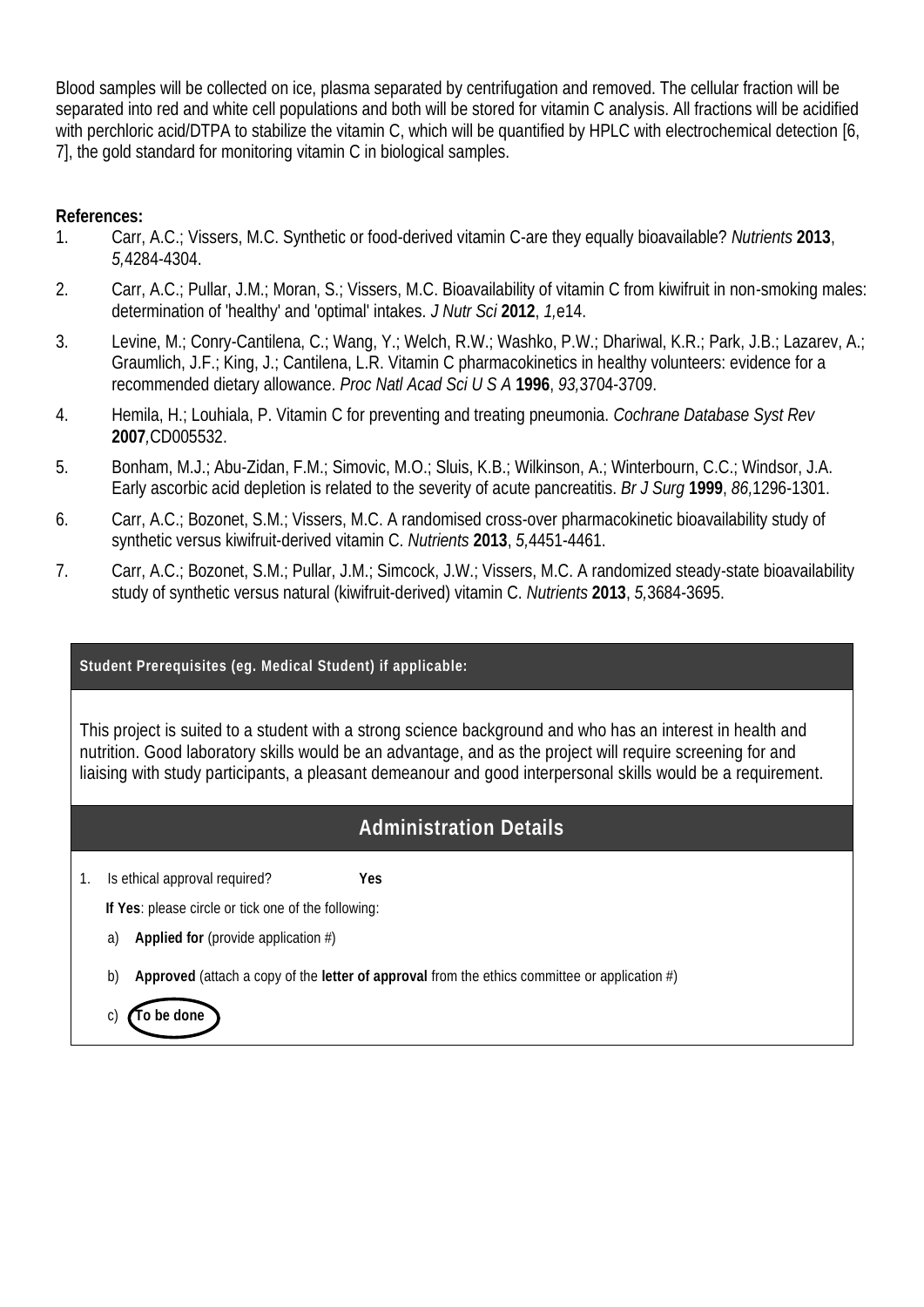Blood samples will be collected on ice, plasma separated by centrifugation and removed. The cellular fraction will be separated into red and white cell populations and both will be stored for vitamin C analysis. All fractions will be acidified with perchloric acid/DTPA to stabilize the vitamin C, which will be quantified by HPLC with electrochemical detection [6, 7], the gold standard for monitoring vitamin C in biological samples.

**References:**

1. Carr, A.C.; Vissers, M.C. Synthetic or food-derived vitamin C-are they equally bioavailable? *Nutrients* **2013**, *5,*4284-4304.
2. Carr, A.C.; Pullar, J.M.; Moran, S.; Vissers, M.C. Bioavailability of vitamin C from kiwifruit in non-smoking males: determination of 'healthy' and 'optimal' intakes. *J Nutr Sci* **2012**, *1,*e14.
3. Levine, M.; Conry-Cantilena, C.; Wang, Y.; Welch, R.W.; Washko, P.W.; Dhariwal, K.R.; Park, J.B.; Lazarev, A.; Graumlich, J.F.; King, J.; Cantilena, L.R. Vitamin C pharmacokinetics in healthy volunteers: evidence for a recommended dietary allowance. *Proc Natl Acad Sci U S A* **1996**, *93,*3704-3709.
4. Hemila, H.; Louhiala, P. Vitamin C for preventing and treating pneumonia. *Cochrane Database Syst Rev* **2007***,*CD005532.
5. Bonham, M.J.; Abu-Zidan, F.M.; Simovic, M.O.; Sluis, K.B.; Wilkinson, A.; Winterbourn, C.C.; Windsor, J.A. Early ascorbic acid depletion is related to the severity of acute pancreatitis. *Br J Surg* **1999**, *86,*1296-1301.
6. Carr, A.C.; Bozonet, S.M.; Vissers, M.C. A randomised cross-over pharmacokinetic bioavailability study of synthetic versus kiwifruit-derived vitamin C. *Nutrients* **2013**, *5,*4451-4461.
7. Carr, A.C.; Bozonet, S.M.; Pullar, J.M.; Simcock, J.W.; Vissers, M.C. A randomized steady-state bioavailability study of synthetic versus natural (kiwifruit-derived) vitamin C. *Nutrients* **2013**, *5,*3684-3695.

**Student Prerequisites (eg. Medical Student) if applicable:**

This project is suited to a student with a strong science background and who has an interest in health and nutrition. Good laboratory skills would be an advantage, and as the project will require screening for and liaising with study participants, a pleasant demeanour and good interpersonal skills would be a requirement.

## Administration Details

1. Is ethical approval required? **Yes**

   **If Yes**: please circle or tick one of the following:

   a) **Applied for** (provide application #)

   b) **Approved** (attach a copy of the **letter of approval** from the ethics committee or application #)

   c) **To be done** (circled)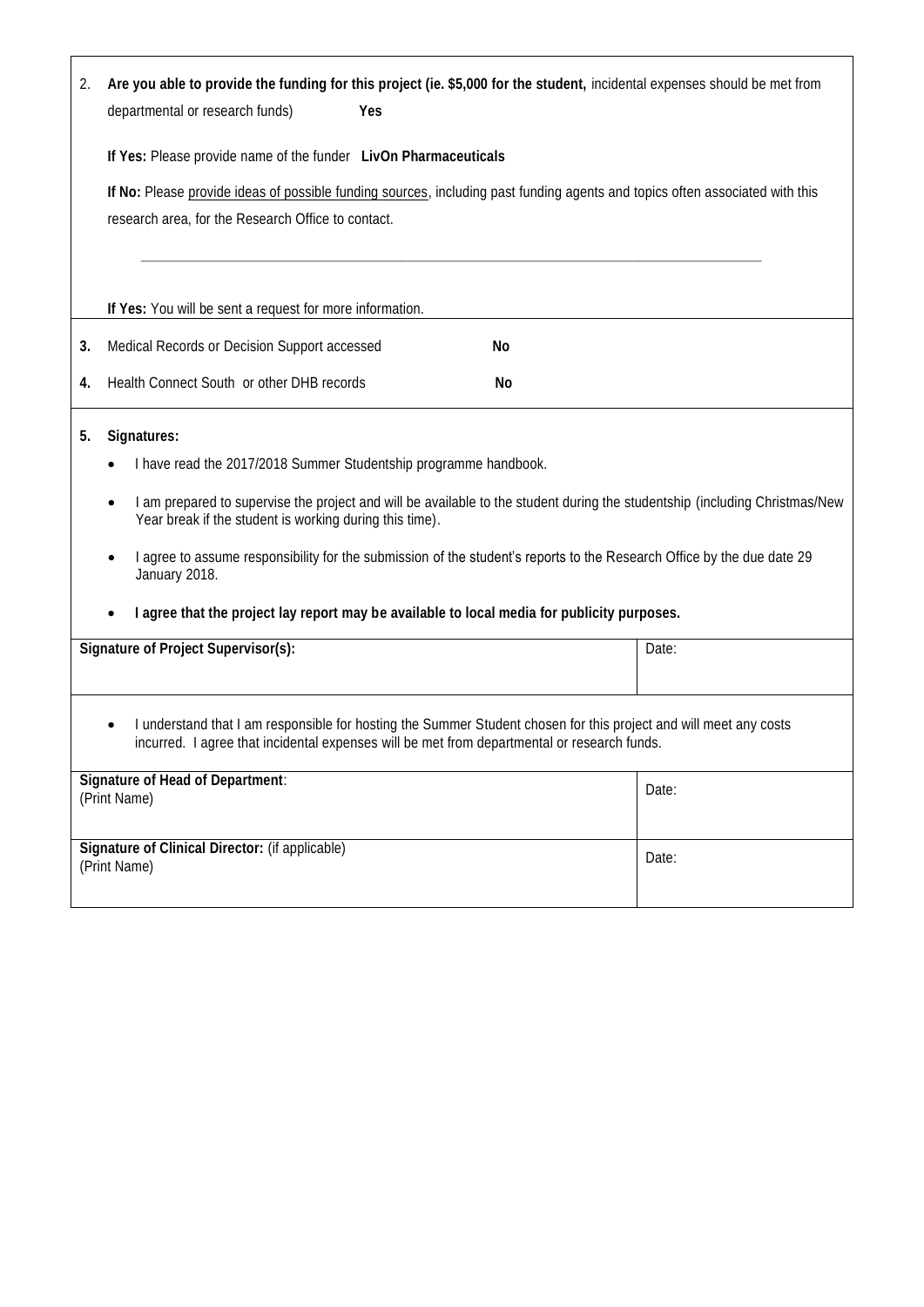2. **Are you able to provide the funding for this project (ie. $5,000 for the student,** incidental expenses should be met from departmental or research funds) **Yes**

   **If Yes:** Please provide name of the funder **LivOn Pharmaceuticals**

   **If No:** Please provide ideas of possible funding sources, including past funding agents and topics often associated with this research area, for the Research Office to contact.

   ______________________________________________________________________________

   **If Yes:** You will be sent a request for more information.

**3.** Medical Records or Decision Support accessed **No**

**4.** Health Connect South or other DHB records **No**

**5. Signatures:**

- I have read the 2017/2018 Summer Studentship programme handbook.
- I am prepared to supervise the project and will be available to the student during the studentship (including Christmas/New Year break if the student is working during this time).
- I agree to assume responsibility for the submission of the student's reports to the Research Office by the due date 29 January 2018.
- **I agree that the project lay report may be available to local media for publicity purposes.**

| | |
|---|---|
| **Signature of Project Supervisor(s):** | Date: |

- I understand that I am responsible for hosting the Summer Student chosen for this project and will meet any costs incurred. I agree that incidental expenses will be met from departmental or research funds.

| | |
|---|---|
| **Signature of Head of Department**: (Print Name) | Date: |
| **Signature of Clinical Director:** (if applicable) (Print Name) | Date: |